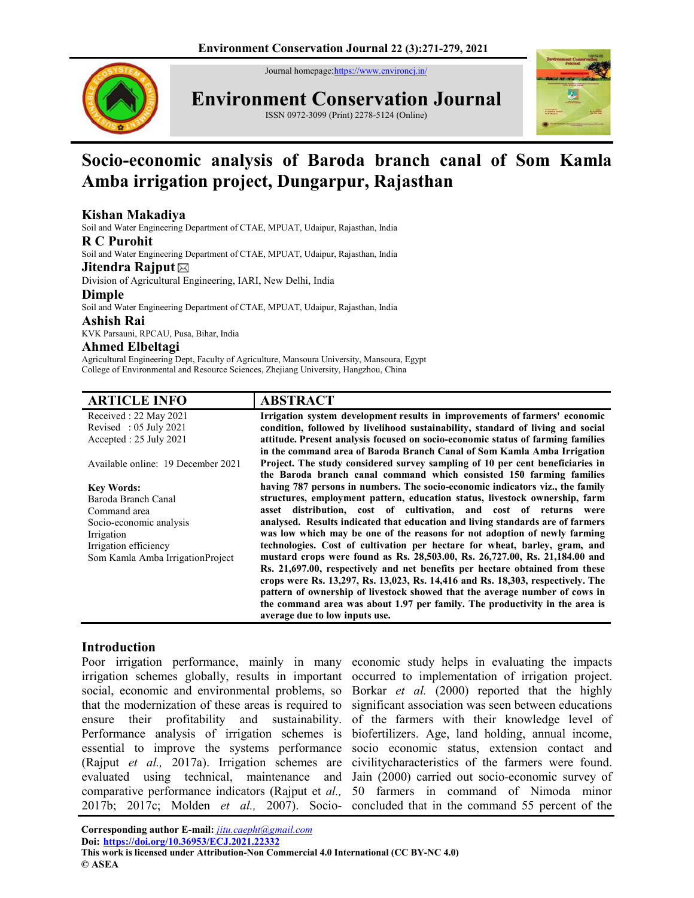Journal homepage: https://www.environcj.in/

# Environment Conservation Journal

ISSN 0972-3099 (Print) 2278-5124 (Online)

# Socio-economic analysis of Baroda branch canal of Som Kamla Amba irrigation project, Dungarpur, Rajasthan

**Kishan Makadiya**
Soil and Water Engineering Department of CTAE, MPUAT, Udaipur, Rajasthan, India

**R C Purohit**
Soil and Water Engineering Department of CTAE, MPUAT, Udaipur, Rajasthan, India

**Jitendra Rajput** ✉
Division of Agricultural Engineering, IARI, New Delhi, India

**Dimple**
Soil and Water Engineering Department of CTAE, MPUAT, Udaipur, Rajasthan, India

**Ashish Rai**
KVK Parsauni, RPCAU, Pusa, Bihar, India

**Ahmed Elbeltagi**
Agricultural Engineering Dept, Faculty of Agriculture, Mansoura University, Mansoura, Egypt
College of Environmental and Resource Sciences, Zhejiang University, Hangzhou, China

## ARTICLE INFO

Received : 22 May 2021
Revised : 05 July 2021
Accepted : 25 July 2021

Available online: 19 December 2021

**Key Words:**
Baroda Branch Canal
Command area
Socio-economic analysis
Irrigation
Irrigation efficiency
Som Kamla Amba IrrigationProject

## ABSTRACT

**Irrigation system development results in improvements of farmers' economic condition, followed by livelihood sustainability, standard of living and social attitude. Present analysis focused on socio-economic status of farming families in the command area of Baroda Branch Canal of Som Kamla Amba Irrigation Project. The study considered survey sampling of 10 per cent beneficiaries in the Baroda branch canal command which consisted 150 farming families having 787 persons in numbers. The socio-economic indicators viz., the family structures, employment pattern, education status, livestock ownership, farm asset distribution, cost of cultivation, and cost of returns were analysed. Results indicated that education and living standards are of farmers was low which may be one of the reasons for not adoption of newly farming technologies. Cost of cultivation per hectare for wheat, barley, gram, and mustard crops were found as Rs. 28,503.00, Rs. 26,727.00, Rs. 21,184.00 and Rs. 21,697.00, respectively and net benefits per hectare obtained from these crops were Rs. 13,297, Rs. 13,023, Rs. 14,416 and Rs. 18,303, respectively. The pattern of ownership of livestock showed that the average number of cows in the command area was about 1.97 per family. The productivity in the area is average due to low inputs use.**

## Introduction

Poor irrigation performance, mainly in many irrigation schemes globally, results in important social, economic and environmental problems, so that the modernization of these areas is required to ensure their profitability and sustainability. Performance analysis of irrigation schemes is essential to improve the systems performance (Rajput *et al.,* 2017a). Irrigation schemes are evaluated using technical, maintenance and comparative performance indicators (Rajput et *al.,* 2017b; 2017c; Molden *et al.,* 2007). Socio-economic study helps in evaluating the impacts occurred to implementation of irrigation project. Borkar *et al.* (2000) reported that the highly significant association was seen between educations of the farmers with their knowledge level of biofertilizers. Age, land holding, annual income, socio economic status, extension contact and civilitycharacteristics of the farmers were found. Jain (2000) carried out socio-economic survey of 50 farmers in command of Nimoda minor concluded that in the command 55 percent of the

**Corresponding author E-mail:** *jitu.caepht@gmail.com*
**Doi: https://doi.org/10.36953/ECJ.2021.22332**
**This work is licensed under Attribution-Non Commercial 4.0 International (CC BY-NC 4.0)**
**© ASEA**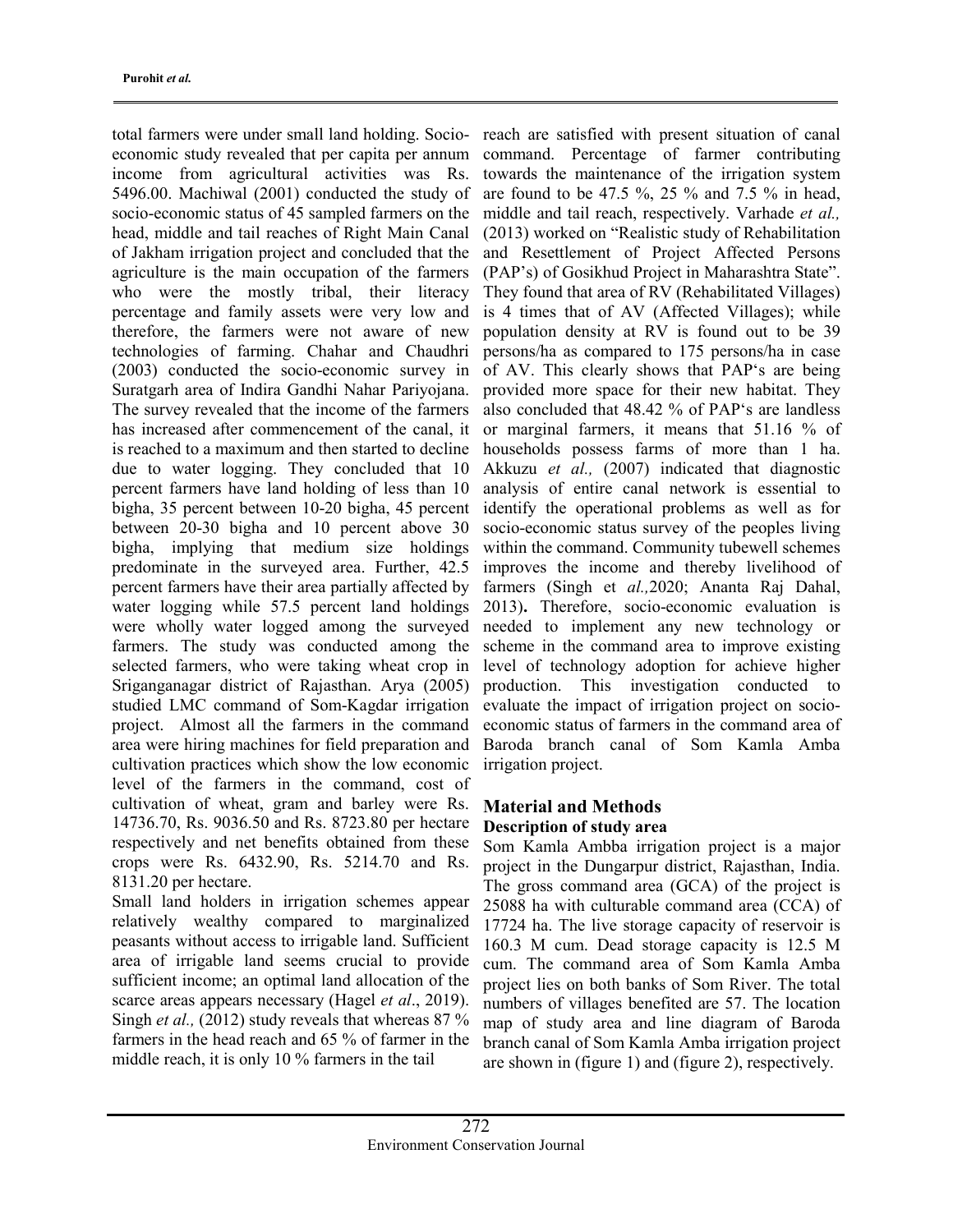total farmers were under small land holding. Socio-economic study revealed that per capita per annum income from agricultural activities was Rs. 5496.00. Machiwal (2001) conducted the study of socio-economic status of 45 sampled farmers on the head, middle and tail reaches of Right Main Canal of Jakham irrigation project and concluded that the agriculture is the main occupation of the farmers who were the mostly tribal, their literacy percentage and family assets were very low and therefore, the farmers were not aware of new technologies of farming. Chahar and Chaudhri (2003) conducted the socio-economic survey in Suratgarh area of Indira Gandhi Nahar Pariyojana. The survey revealed that the income of the farmers has increased after commencement of the canal, it is reached to a maximum and then started to decline due to water logging. They concluded that 10 percent farmers have land holding of less than 10 bigha, 35 percent between 10-20 bigha, 45 percent between 20-30 bigha and 10 percent above 30 bigha, implying that medium size holdings predominate in the surveyed area. Further, 42.5 percent farmers have their area partially affected by water logging while 57.5 percent land holdings were wholly water logged among the surveyed farmers. The study was conducted among the selected farmers, who were taking wheat crop in Sriganganagar district of Rajasthan. Arya (2005) studied LMC command of Som-Kagdar irrigation project. Almost all the farmers in the command area were hiring machines for field preparation and cultivation practices which show the low economic level of the farmers in the command, cost of cultivation of wheat, gram and barley were Rs. 14736.70, Rs. 9036.50 and Rs. 8723.80 per hectare respectively and net benefits obtained from these crops were Rs. 6432.90, Rs. 5214.70 and Rs. 8131.20 per hectare.

Small land holders in irrigation schemes appear relatively wealthy compared to marginalized peasants without access to irrigable land. Sufficient area of irrigable land seems crucial to provide sufficient income; an optimal land allocation of the scarce areas appears necessary (Hagel *et al*., 2019). Singh *et al.,* (2012) study reveals that whereas 87 % farmers in the head reach and 65 % of farmer in the middle reach, it is only 10 % farmers in the tail reach are satisfied with present situation of canal command. Percentage of farmer contributing towards the maintenance of the irrigation system are found to be 47.5 %, 25 % and 7.5 % in head, middle and tail reach, respectively. Varhade *et al.,* (2013) worked on "Realistic study of Rehabilitation and Resettlement of Project Affected Persons (PAP's) of Gosikhud Project in Maharashtra State". They found that area of RV (Rehabilitated Villages) is 4 times that of AV (Affected Villages); while population density at RV is found out to be 39 persons/ha as compared to 175 persons/ha in case of AV. This clearly shows that PAP's are being provided more space for their new habitat. They also concluded that 48.42 % of PAP's are landless or marginal farmers, it means that 51.16 % of households possess farms of more than 1 ha. Akkuzu *et al.,* (2007) indicated that diagnostic analysis of entire canal network is essential to identify the operational problems as well as for socio-economic status survey of the peoples living within the command. Community tubewell schemes improves the income and thereby livelihood of farmers (Singh et *al.,*2020; Ananta Raj Dahal, 2013)**.** Therefore, socio-economic evaluation is needed to implement any new technology or scheme in the command area to improve existing level of technology adoption for achieve higher production. This investigation conducted to evaluate the impact of irrigation project on socio-economic status of farmers in the command area of Baroda branch canal of Som Kamla Amba irrigation project.

## Material and Methods

### Description of study area

Som Kamla Ambba irrigation project is a major project in the Dungarpur district, Rajasthan, India. The gross command area (GCA) of the project is 25088 ha with culturable command area (CCA) of 17724 ha. The live storage capacity of reservoir is 160.3 M cum. Dead storage capacity is 12.5 M cum. The command area of Som Kamla Amba project lies on both banks of Som River. The total numbers of villages benefited are 57. The location map of study area and line diagram of Baroda branch canal of Som Kamla Amba irrigation project are shown in (figure 1) and (figure 2), respectively.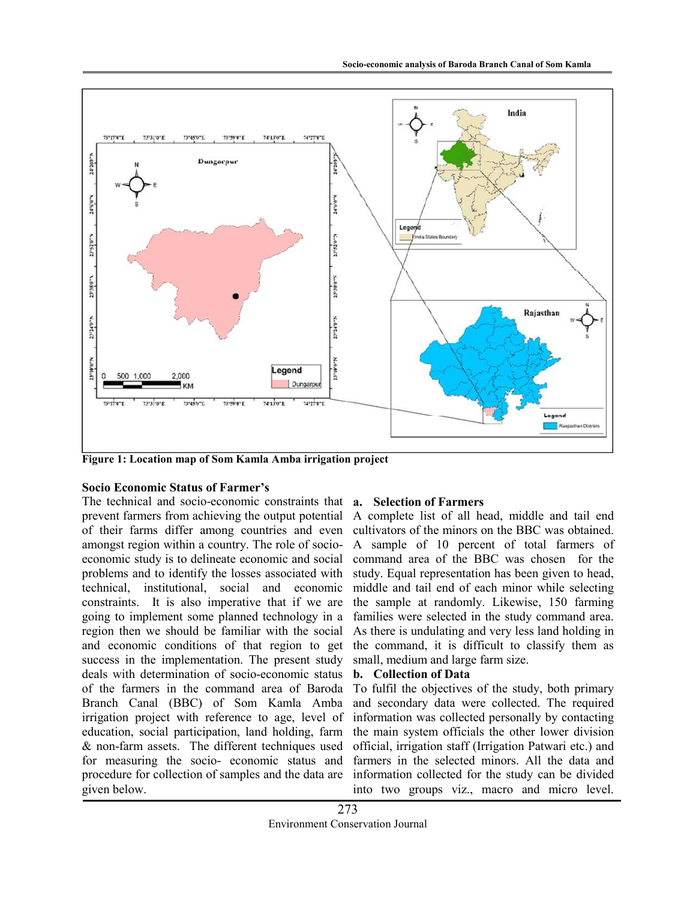Figure 1: Location map of Som Kamla Amba irrigation project

### Socio Economic Status of Farmer's

The technical and socio-economic constraints that prevent farmers from achieving the output potential of their farms differ among countries and even amongst region within a country. The role of socio-economic study is to delineate economic and social problems and to identify the losses associated with technical, institutional, social and economic constraints. It is also imperative that if we are going to implement some planned technology in a region then we should be familiar with the social and economic conditions of that region to get success in the implementation. The present study deals with determination of socio-economic status of the farmers in the command area of Baroda Branch Canal (BBC) of Som Kamla Amba irrigation project with reference to age, level of education, social participation, land holding, farm & non-farm assets. The different techniques used for measuring the socio- economic status and procedure for collection of samples and the data are given below.

**a. Selection of Farmers**

A complete list of all head, middle and tail end cultivators of the minors on the BBC was obtained. A sample of 10 percent of total farmers of command area of the BBC was chosen for the study. Equal representation has been given to head, middle and tail end of each minor while selecting the sample at randomly. Likewise, 150 farming families were selected in the study command area. As there is undulating and very less land holding in the command, it is difficult to classify them as small, medium and large farm size.

**b. Collection of Data**

To fulfil the objectives of the study, both primary and secondary data were collected. The required information was collected personally by contacting the main system officials the other lower division official, irrigation staff (Irrigation Patwari etc.) and farmers in the selected minors. All the data and information collected for the study can be divided into two groups viz., macro and micro level.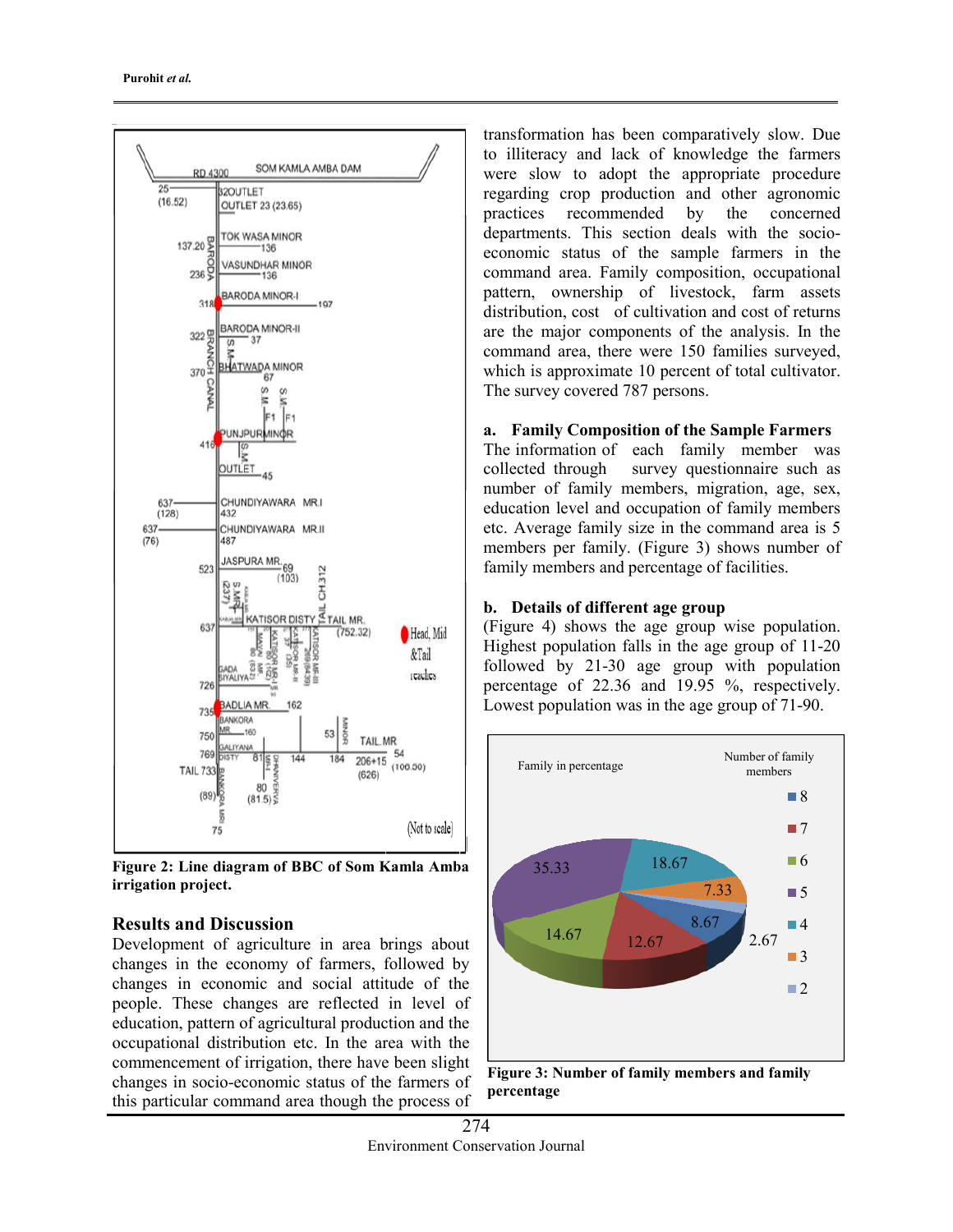Figure 2: Line diagram of BBC of Som Kamla Amba irrigation project.

## Results and Discussion

Development of agriculture in area brings about changes in the economy of farmers, followed by changes in economic and social attitude of the people. These changes are reflected in level of education, pattern of agricultural production and the occupational distribution etc. In the area with the commencement of irrigation, there have been slight changes in socio-economic status of the farmers of this particular command area though the process of transformation has been comparatively slow. Due to illiteracy and lack of knowledge the farmers were slow to adopt the appropriate procedure regarding crop production and other agronomic practices recommended by the concerned departments. This section deals with the socio-economic status of the sample farmers in the command area. Family composition, occupational pattern, ownership of livestock, farm assets distribution, cost of cultivation and cost of returns are the major components of the analysis. In the command area, there were 150 families surveyed, which is approximate 10 percent of total cultivator. The survey covered 787 persons.

### a. Family Composition of the Sample Farmers

The information of each family member was collected through survey questionnaire such as number of family members, migration, age, sex, education level and occupation of family members etc. Average family size in the command area is 5 members per family. (Figure 3) shows number of family members and percentage of facilities.

### b. Details of different age group

(Figure 4) shows the age group wise population. Highest population falls in the age group of 11-20 followed by 21-30 age group with population percentage of 22.36 and 19.95 %, respectively. Lowest population was in the age group of 71-90.

Figure 3: Number of family members and family percentage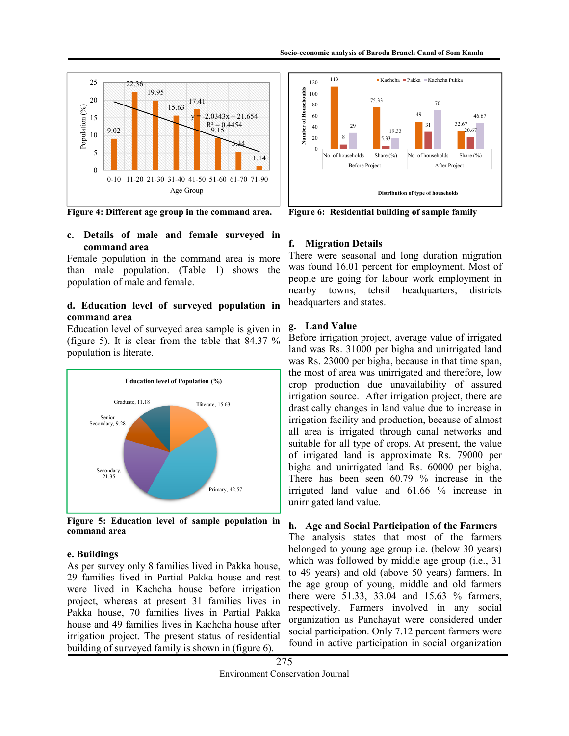Figure 4: Different age group in the command area.

Figure 6: Residential building of sample family

### c. Details of male and female surveyed in command area

Female population in the command area is more than male population. (Table 1) shows the population of male and female.

### d. Education level of surveyed population in command area

Education level of surveyed area sample is given in (figure 5). It is clear from the table that 84.37 % population is literate.

Figure 5: Education level of sample population in command area

### e. Buildings

As per survey only 8 families lived in Pakka house, 29 families lived in Partial Pakka house and rest were lived in Kachcha house before irrigation project, whereas at present 31 families lives in Pakka house, 70 families lives in Partial Pakka house and 49 families lives in Kachcha house after irrigation project. The present status of residential building of surveyed family is shown in (figure 6).

### f. Migration Details

There were seasonal and long duration migration was found 16.01 percent for employment. Most of people are going for labour work employment in nearby towns, tehsil headquarters, districts headquarters and states.

### g. Land Value

Before irrigation project, average value of irrigated land was Rs. 31000 per bigha and unirrigated land was Rs. 23000 per bigha, because in that time span, the most of area was unirrigated and therefore, low crop production due unavailability of assured irrigation source. After irrigation project, there are drastically changes in land value due to increase in irrigation facility and production, because of almost all area is irrigated through canal networks and suitable for all type of crops. At present, the value of irrigated land is approximate Rs. 79000 per bigha and unirrigated land Rs. 60000 per bigha. There has been seen 60.79 % increase in the irrigated land value and 61.66 % increase in unirrigated land value.

### h. Age and Social Participation of the Farmers

The analysis states that most of the farmers belonged to young age group i.e. (below 30 years) which was followed by middle age group (i.e., 31 to 49 years) and old (above 50 years) farmers. In the age group of young, middle and old farmers there were 51.33, 33.04 and 15.63 % farmers, respectively. Farmers involved in any social organization as Panchayat were considered under social participation. Only 7.12 percent farmers were found in active participation in social organization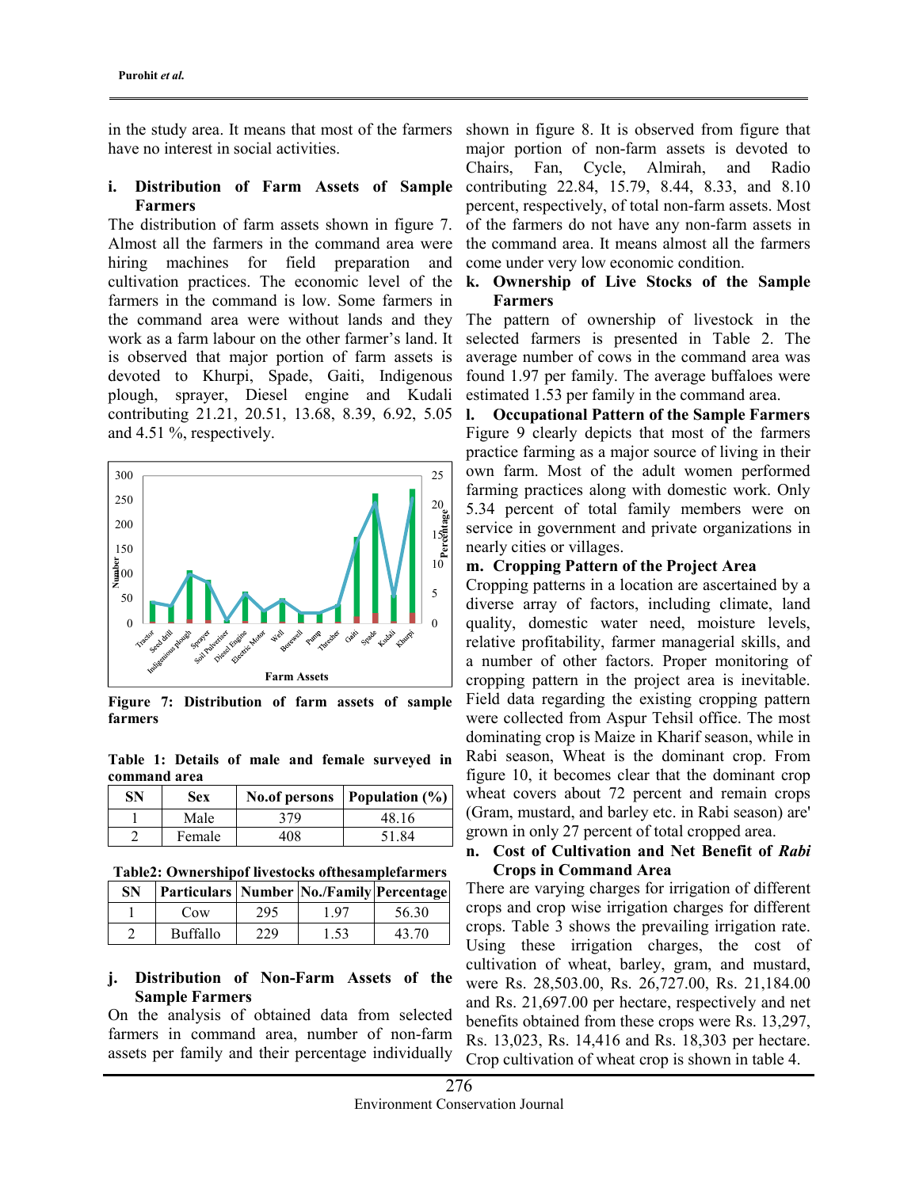in the study area. It means that most of the farmers have no interest in social activities.

### i. Distribution of Farm Assets of Sample Farmers

The distribution of farm assets shown in figure 7. Almost all the farmers in the command area were hiring machines for field preparation and cultivation practices. The economic level of the farmers in the command is low. Some farmers in the command area were without lands and they work as a farm labour on the other farmer's land. It is observed that major portion of farm assets is devoted to Khurpi, Spade, Gaiti, Indigenous plough, sprayer, Diesel engine and Kudali contributing 21.21, 20.51, 13.68, 8.39, 6.92, 5.05 and 4.51 %, respectively.

**Figure 7: Distribution of farm assets of sample farmers**

**Table 1: Details of male and female surveyed in command area**

| SN | Sex | No.of persons | Population (%) |
|---|---|---|---|
| 1 | Male | 379 | 48.16 |
| 2 | Female | 408 | 51.84 |

**Table2: Ownershipof livestocks ofthesamplefarmers**

| SN | Particulars | Number | No./Family | Percentage |
|---|---|---|---|---|
| 1 | Cow | 295 | 1.97 | 56.30 |
| 2 | Buffalo | 229 | 1.53 | 43.70 |

### j. Distribution of Non-Farm Assets of the Sample Farmers

On the analysis of obtained data from selected farmers in command area, number of non-farm assets per family and their percentage individually shown in figure 8. It is observed from figure that major portion of non-farm assets is devoted to Chairs, Fan, Cycle, Almirah, and Radio contributing 22.84, 15.79, 8.44, 8.33, and 8.10 percent, respectively, of total non-farm assets. Most of the farmers do not have any non-farm assets in the command area. It means almost all the farmers come under very low economic condition.

### k. Ownership of Live Stocks of the Sample Farmers

The pattern of ownership of livestock in the selected farmers is presented in Table 2. The average number of cows in the command area was found 1.97 per family. The average buffaloes were estimated 1.53 per family in the command area.

### l. Occupational Pattern of the Sample Farmers

Figure 9 clearly depicts that most of the farmers practice farming as a major source of living in their own farm. Most of the adult women performed farming practices along with domestic work. Only 5.34 percent of total family members were on service in government and private organizations in nearly cities or villages.

### m. Cropping Pattern of the Project Area

Cropping patterns in a location are ascertained by a diverse array of factors, including climate, land quality, domestic water need, moisture levels, relative profitability, farmer managerial skills, and a number of other factors. Proper monitoring of cropping pattern in the project area is inevitable. Field data regarding the existing cropping pattern were collected from Aspur Tehsil office. The most dominating crop is Maize in Kharif season, while in Rabi season, Wheat is the dominant crop. From figure 10, it becomes clear that the dominant crop wheat covers about 72 percent and remain crops (Gram, mustard, and barley etc. in Rabi season) are' grown in only 27 percent of total cropped area.

### n. Cost of Cultivation and Net Benefit of *Rabi* Crops in Command Area

There are varying charges for irrigation of different crops and crop wise irrigation charges for different crops. Table 3 shows the prevailing irrigation rate. Using these irrigation charges, the cost of cultivation of wheat, barley, gram, and mustard, were Rs. 28,503.00, Rs. 26,727.00, Rs. 21,184.00 and Rs. 21,697.00 per hectare, respectively and net benefits obtained from these crops were Rs. 13,297, Rs. 13,023, Rs. 14,416 and Rs. 18,303 per hectare. Crop cultivation of wheat crop is shown in table 4.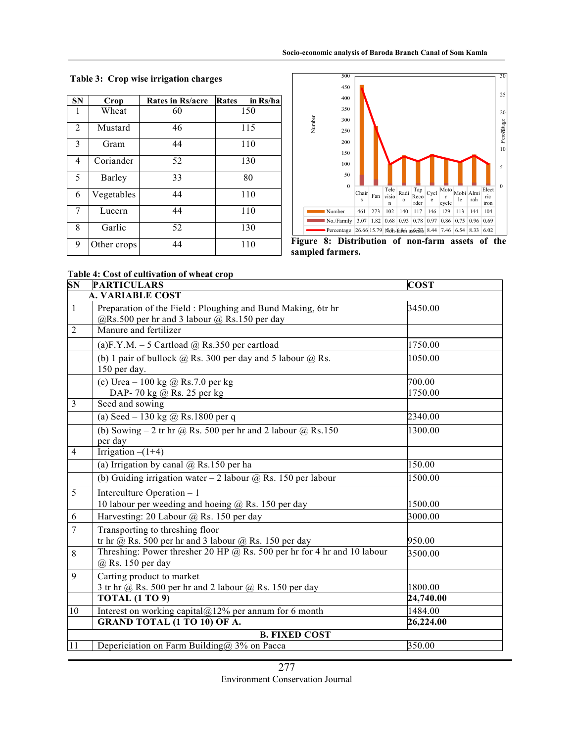**Table 3: Crop wise irrigation charges**

| SN | Crop | Rates in Rs/acre | Rates in Rs/ha |
|---|---|---|---|
| 1 | Wheat | 60 | 150 |
| 2 | Mustard | 46 | 115 |
| 3 | Gram | 44 | 110 |
| 4 | Coriander | 52 | 130 |
| 5 | Barley | 33 | 80 |
| 6 | Vegetables | 44 | 110 |
| 7 | Lucern | 44 | 110 |
| 8 | Garlic | 52 | 130 |
| 9 | Other crops | 44 | 110 |

| | Chairs | Fan | Television | Radio | Tap Recorder | Cycle | Motor cycle | Mobile | Almirah | Electric iron |
|---|---|---|---|---|---|---|---|---|---|---|
| Number | 461 | 273 | 102 | 140 | 117 | 146 | 129 | 113 | 144 | 104 |
| No./Family | 3.07 | 1.82 | 0.68 | 0.93 | 0.78 | 0.97 | 0.86 | 0.75 | 0.96 | 0.69 |
| Percentage | 26.66 | 15.79 | 5.90 | 8.10 | 6.77 | 8.44 | 7.46 | 6.54 | 8.33 | 6.02 |

**Figure 8: Distribution of non-farm assets of the sampled farmers.**

**Table 4: Cost of cultivation of wheat crop**

| SN | PARTICULARS | COST |
|---|---|---|
| | **A. VARIABLE COST** | |
| 1 | Preparation of the Field : Ploughing and Bund Making, 6tr hr @Rs.500 per hr and 3 labour @ Rs.150 per day | 3450.00 |
| 2 | Manure and fertilizer | |
| | (a)F.Y.M. – 5 Cartload @ Rs.350 per cartload | 1750.00 |
| | (b) 1 pair of bullock @ Rs. 300 per day and 5 labour @ Rs. 150 per day. | 1050.00 |
| | (c) Urea – 100 kg @ Rs.7.0 per kg<br>DAP- 70 kg @ Rs. 25 per kg | 700.00<br>1750.00 |
| 3 | Seed and sowing | |
| | (a) Seed – 130 kg @ Rs.1800 per q | 2340.00 |
| | (b) Sowing – 2 tr hr @ Rs. 500 per hr and 2 labour @ Rs.150 per day | 1300.00 |
| 4 | Irrigation –(1+4) | |
| | (a) Irrigation by canal @ Rs.150 per ha | 150.00 |
| | (b) Guiding irrigation water – 2 labour @ Rs. 150 per labour | 1500.00 |
| 5 | Interculture Operation – 1<br>10 labour per weeding and hoeing @ Rs. 150 per day | 1500.00 |
| 6 | Harvesting: 20 Labour @ Rs. 150 per day | 3000.00 |
| 7 | Transporting to threshing floor<br>tr hr @ Rs. 500 per hr and 3 labour @ Rs. 150 per day | 950.00 |
| 8 | Threshing: Power thresher 20 HP @ Rs. 500 per hr for 4 hr and 10 labour @ Rs. 150 per day | 3500.00 |
| 9 | Carting product to market<br>3 tr hr @ Rs. 500 per hr and 2 labour @ Rs. 150 per day | 1800.00 |
| | **TOTAL (1 TO 9)** | **24,740.00** |
| 10 | Interest on working capital@12% per annum for 6 month | 1484.00 |
| | **GRAND TOTAL (1 TO 10) OF A.** | **26,224.00** |
| | **B. FIXED COST** | |
| 11 | Depericiation on Farm Building@ 3% on Pacca | 350.00 |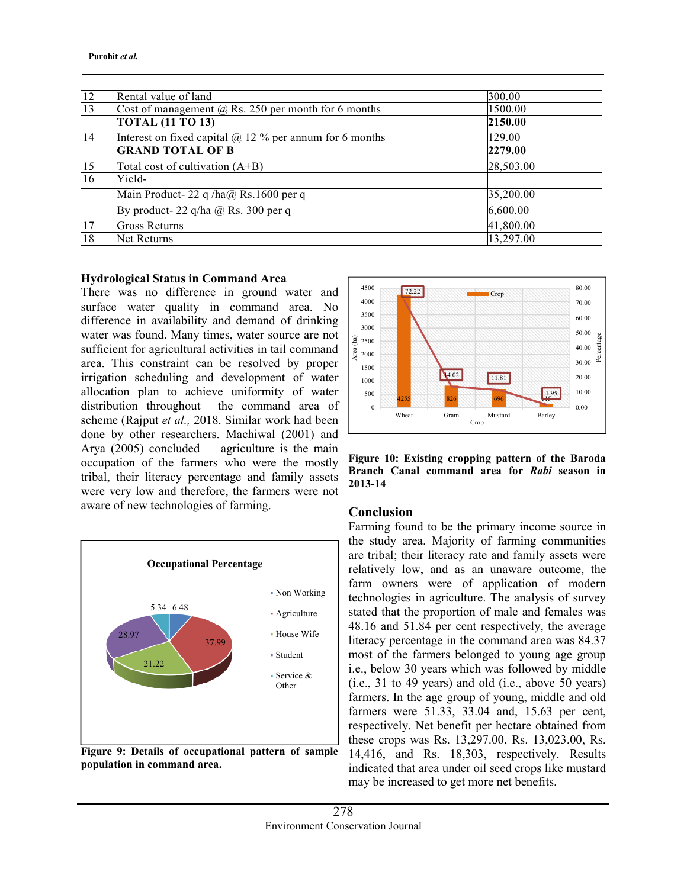| | | |
|---|---|---|
| 12 | Rental value of land | 300.00 |
| 13 | Cost of management @ Rs. 250 per month for 6 months | 1500.00 |
| | **TOTAL (11 TO 13)** | **2150.00** |
| 14 | Interest on fixed capital @ 12 % per annum for 6 months | 129.00 |
| | **GRAND TOTAL OF B** | **2279.00** |
| 15 | Total cost of cultivation (A+B) | 28,503.00 |
| 16 | Yield- | |
| | Main Product- 22 q /ha@ Rs.1600 per q | 35,200.00 |
| | By product- 22 q/ha @ Rs. 300 per q | 6,600.00 |
| 17 | Gross Returns | 41,800.00 |
| 18 | Net Returns | 13,297.00 |

## Hydrological Status in Command Area

There was no difference in ground water and surface water quality in command area. No difference in availability and demand of drinking water was found. Many times, water source are not sufficient for agricultural activities in tail command area. This constraint can be resolved by proper irrigation scheduling and development of water allocation plan to achieve uniformity of water distribution throughout the command area of scheme (Rajput *et al.,* 2018. Similar work had been done by other researchers. Machiwal (2001) and Arya (2005) concluded agriculture is the main occupation of the farmers who were the mostly tribal, their literacy percentage and family assets were very low and therefore, the farmers were not aware of new technologies of farming.

**Figure 9: Details of occupational pattern of sample population in command area.**

**Figure 10: Existing cropping pattern of the Baroda Branch Canal command area for *Rabi* season in 2013-14**

## Conclusion

Farming found to be the primary income source in the study area. Majority of farming communities are tribal; their literacy rate and family assets were relatively low, and as an unaware outcome, the farm owners were of application of modern technologies in agriculture. The analysis of survey stated that the proportion of male and females was 48.16 and 51.84 per cent respectively, the average literacy percentage in the command area was 84.37 most of the farmers belonged to young age group i.e., below 30 years which was followed by middle (i.e., 31 to 49 years) and old (i.e., above 50 years) farmers. In the age group of young, middle and old farmers were 51.33, 33.04 and, 15.63 per cent, respectively. Net benefit per hectare obtained from these crops was Rs. 13,297.00, Rs. 13,023.00, Rs. 14,416, and Rs. 18,303, respectively. Results indicated that area under oil seed crops like mustard may be increased to get more net benefits.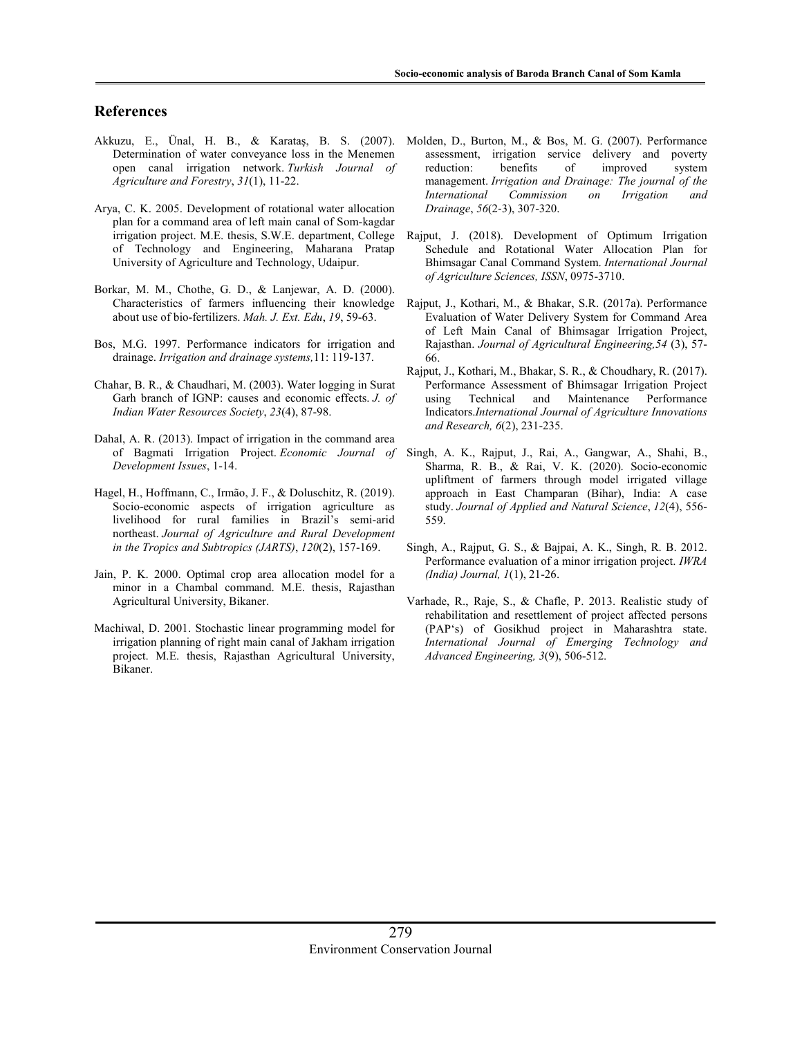## References

Akkuzu, E., Ünal, H. B., & Karataş, B. S. (2007). Determination of water conveyance loss in the Menemen open canal irrigation network. *Turkish Journal of Agriculture and Forestry*, *31*(1), 11-22.

Arya, C. K. 2005. Development of rotational water allocation plan for a command area of left main canal of Som-kagdar irrigation project. M.E. thesis, S.W.E. department, College of Technology and Engineering, Maharana Pratap University of Agriculture and Technology, Udaipur.

Borkar, M. M., Chothe, G. D., & Lanjewar, A. D. (2000). Characteristics of farmers influencing their knowledge about use of bio-fertilizers. *Mah. J. Ext. Edu*, *19*, 59-63.

Bos, M.G. 1997. Performance indicators for irrigation and drainage. *Irrigation and drainage systems,*11: 119-137.

Chahar, B. R., & Chaudhari, M. (2003). Water logging in Surat Garh branch of IGNP: causes and economic effects. *J. of Indian Water Resources Society*, *23*(4), 87-98.

Dahal, A. R. (2013). Impact of irrigation in the command area of Bagmati Irrigation Project. *Economic Journal of Development Issues*, 1-14.

Hagel, H., Hoffmann, C., Irmão, J. F., & Doluschitz, R. (2019). Socio-economic aspects of irrigation agriculture as livelihood for rural families in Brazil's semi-arid northeast. *Journal of Agriculture and Rural Development in the Tropics and Subtropics (JARTS)*, *120*(2), 157-169.

Jain, P. K. 2000. Optimal crop area allocation model for a minor in a Chambal command. M.E. thesis, Rajasthan Agricultural University, Bikaner.

Machiwal, D. 2001. Stochastic linear programming model for irrigation planning of right main canal of Jakham irrigation project. M.E. thesis, Rajasthan Agricultural University, Bikaner.

Molden, D., Burton, M., & Bos, M. G. (2007). Performance assessment, irrigation service delivery and poverty reduction: benefits of improved system management. *Irrigation and Drainage: The journal of the International Commission on Irrigation and Drainage*, *56*(2-3), 307-320.

Rajput, J. (2018). Development of Optimum Irrigation Schedule and Rotational Water Allocation Plan for Bhimsagar Canal Command System. *International Journal of Agriculture Sciences, ISSN*, 0975-3710.

Rajput, J., Kothari, M., & Bhakar, S.R. (2017a). Performance Evaluation of Water Delivery System for Command Area of Left Main Canal of Bhimsagar Irrigation Project, Rajasthan. *Journal of Agricultural Engineering,54* (3), 57-66.

Rajput, J., Kothari, M., Bhakar, S. R., & Choudhary, R. (2017). Performance Assessment of Bhimsagar Irrigation Project using Technical and Maintenance Performance Indicators.*International Journal of Agriculture Innovations and Research, 6*(2), 231-235.

Singh, A. K., Rajput, J., Rai, A., Gangwar, A., Shahi, B., Sharma, R. B., & Rai, V. K. (2020). Socio-economic upliftment of farmers through model irrigated village approach in East Champaran (Bihar), India: A case study. *Journal of Applied and Natural Science*, *12*(4), 556-559.

Singh, A., Rajput, G. S., & Bajpai, A. K., Singh, R. B. 2012. Performance evaluation of a minor irrigation project. *IWRA (India) Journal, 1*(1), 21-26.

Varhade, R., Raje, S., & Chafle, P. 2013. Realistic study of rehabilitation and resettlement of project affected persons (PAP's) of Gosikhud project in Maharashtra state. *International Journal of Emerging Technology and Advanced Engineering, 3*(9), 506-512.